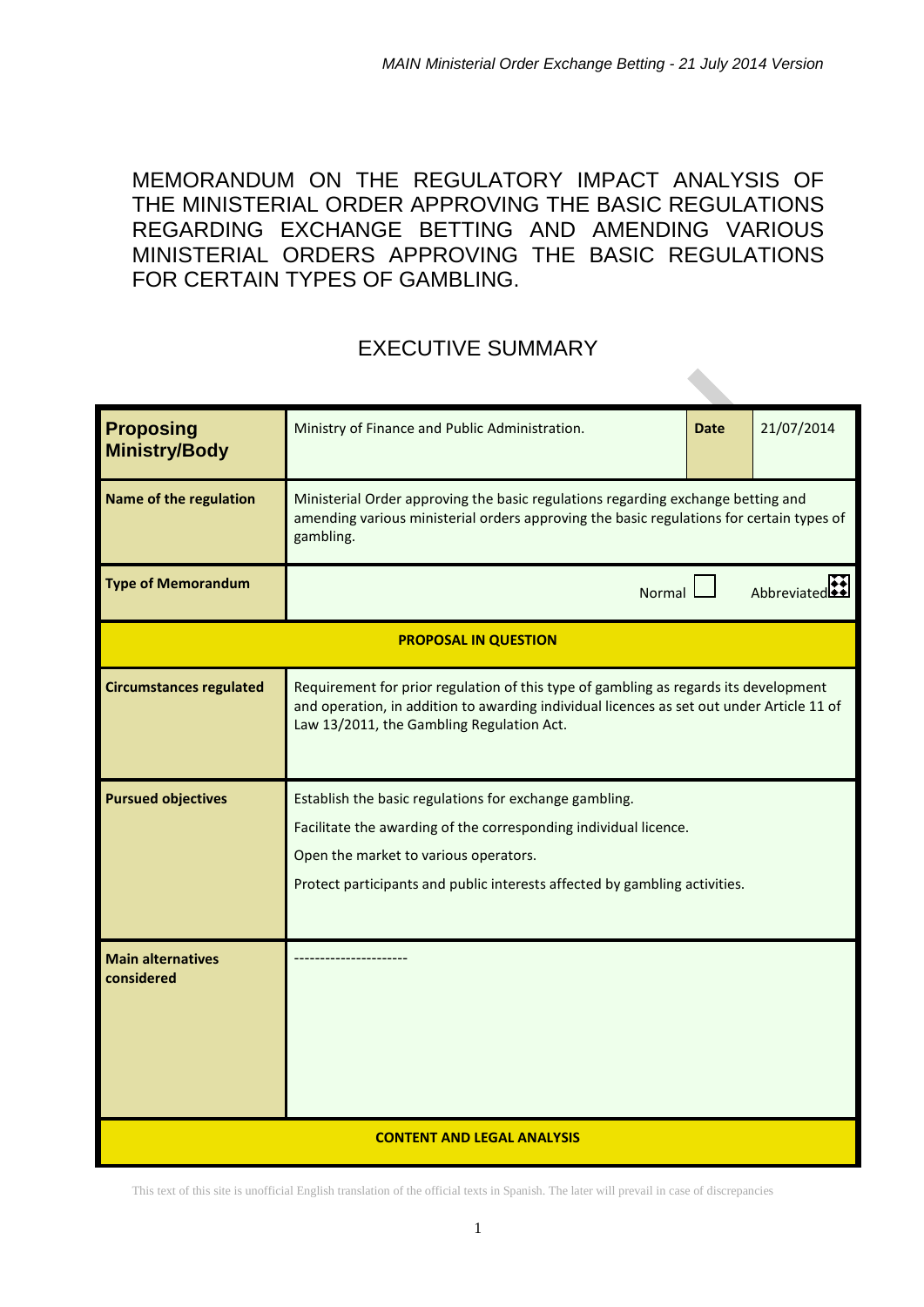# MEMORANDUM ON THE REGULATORY IMPACT ANALYSIS OF THE MINISTERIAL ORDER APPROVING THE BASIC REGULATIONS REGARDING EXCHANGE BETTING AND AMENDING VARIOUS MINISTERIAL ORDERS APPROVING THE BASIC REGULATIONS FOR CERTAIN TYPES OF GAMBLING.

## EXECUTIVE SUMMARY

| **Proposing Ministry/Body** | Ministry of Finance and Public Administration. | **Date** | 21/07/2014 |
|---|---|---|---|
| **Name of the regulation** | Ministerial Order approving the basic regulations regarding exchange betting and amending various ministerial orders approving the basic regulations for certain types of gambling. | | |
| **Type of Memorandum** | Normal ☐ Abbreviated ☒ | | |
| **PROPOSAL IN QUESTION** | | | |
| **Circumstances regulated** | Requirement for prior regulation of this type of gambling as regards its development and operation, in addition to awarding individual licences as set out under Article 11 of Law 13/2011, the Gambling Regulation Act. | | |
| **Pursued objectives** | Establish the basic regulations for exchange gambling.<br>Facilitate the awarding of the corresponding individual licence.<br>Open the market to various operators.<br>Protect participants and public interests affected by gambling activities. | | |
| **Main alternatives considered** | ---------------------- | | |
| **CONTENT AND LEGAL ANALYSIS** | | | |

This text of this site is unofficial English translation of the official texts in Spanish. The later will prevail in case of discrepancies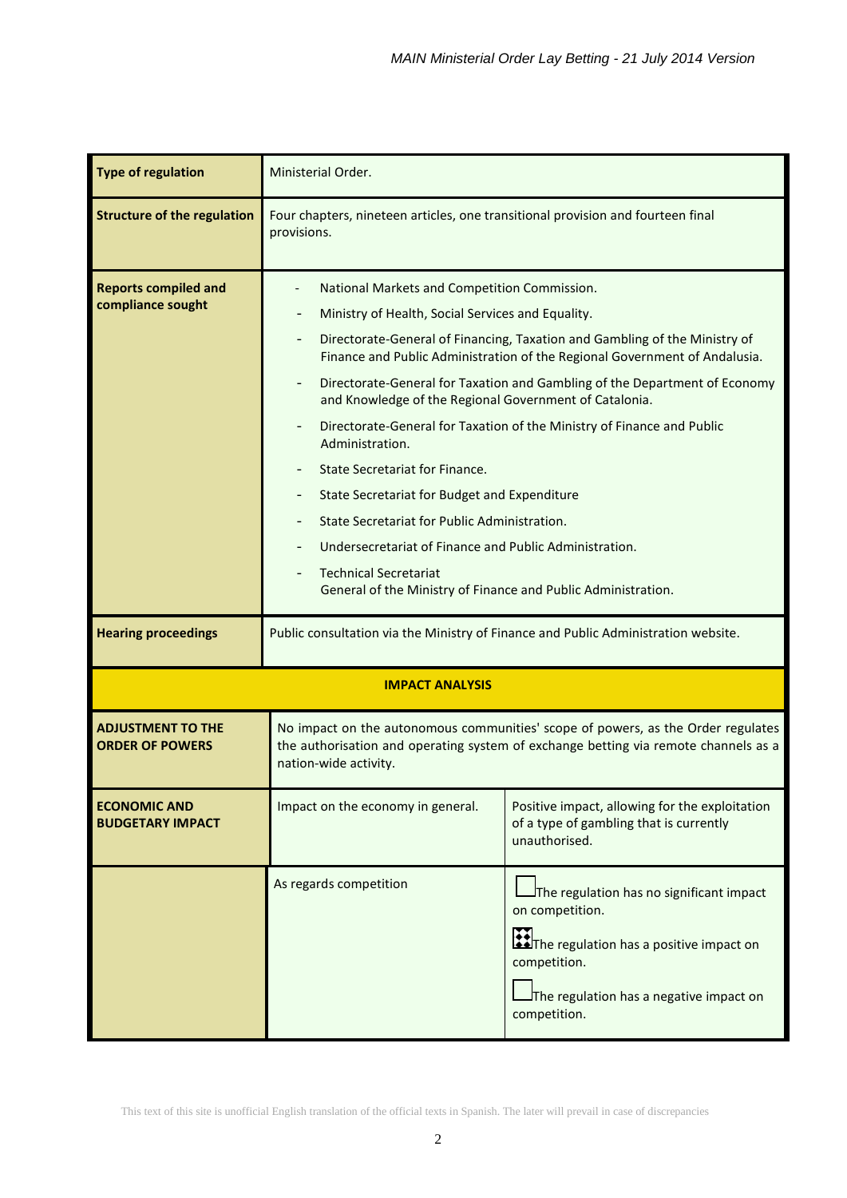| **Type of regulation** | Ministerial Order. | |
| --- | --- | --- |
| **Structure of the regulation** | Four chapters, nineteen articles, one transitional provision and fourteen final provisions. | |
| **Reports compiled and compliance sought** | - National Markets and Competition Commission.<br>- Ministry of Health, Social Services and Equality.<br>- Directorate-General of Financing, Taxation and Gambling of the Ministry of Finance and Public Administration of the Regional Government of Andalusia.<br>- Directorate-General for Taxation and Gambling of the Department of Economy and Knowledge of the Regional Government of Catalonia.<br>- Directorate-General for Taxation of the Ministry of Finance and Public Administration.<br>- State Secretariat for Finance.<br>- State Secretariat for Budget and Expenditure<br>- State Secretariat for Public Administration.<br>- Undersecretariat of Finance and Public Administration.<br>- Technical Secretariat General of the Ministry of Finance and Public Administration. | |
| **Hearing proceedings** | Public consultation via the Ministry of Finance and Public Administration website. | |
| **IMPACT ANALYSIS** | | |
| **ADJUSTMENT TO THE ORDER OF POWERS** | No impact on the autonomous communities' scope of powers, as the Order regulates the authorisation and operating system of exchange betting via remote channels as a nation-wide activity. | |
| **ECONOMIC AND BUDGETARY IMPACT** | Impact on the economy in general. | Positive impact, allowing for the exploitation of a type of gambling that is currently unauthorised. |
| | As regards competition | ☐ The regulation has no significant impact on competition.<br>☒ The regulation has a positive impact on competition.<br>☐ The regulation has a negative impact on competition. |

This text of this site is unofficial English translation of the official texts in Spanish. The later will prevail in case of discrepancies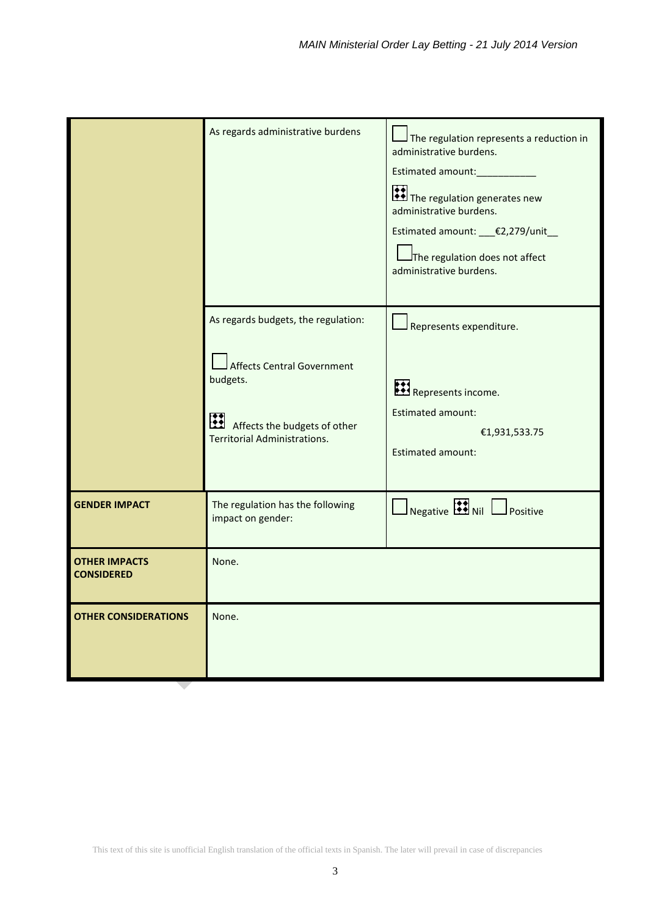| | | |
|---|---|---|
| | As regards administrative burdens | ☐ The regulation represents a reduction in administrative burdens.<br>Estimated amount:___________<br>☒ The regulation generates new administrative burdens.<br>Estimated amount: ___€2,279/unit__<br>☐ The regulation does not affect administrative burdens. |
| | As regards budgets, the regulation:<br>☐ Affects Central Government budgets.<br>☒ Affects the budgets of other Territorial Administrations. | ☐ Represents expenditure.<br>☒ Represents income.<br>Estimated amount:<br>€1,931,533.75<br>Estimated amount: |
| **GENDER IMPACT** | The regulation has the following impact on gender: | ☐ Negative ☒ Nil ☐ Positive |
| **OTHER IMPACTS CONSIDERED** | None. | |
| **OTHER CONSIDERATIONS** | None. | |

This text of this site is unofficial English translation of the official texts in Spanish. The later will prevail in case of discrepancies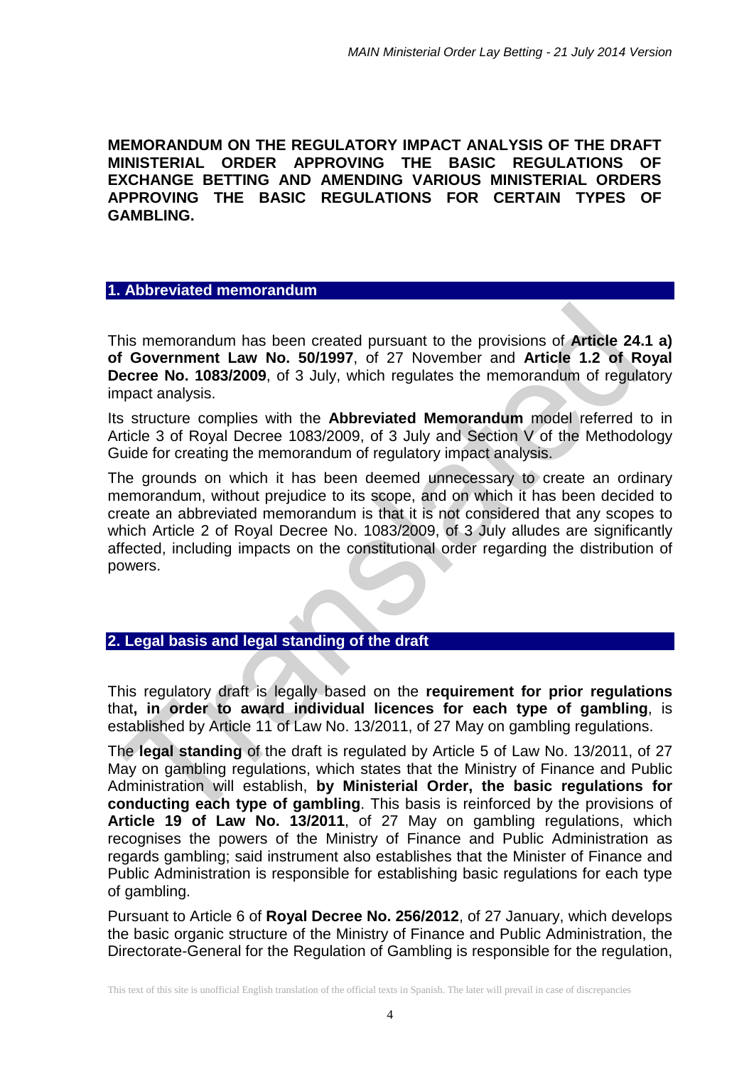**MEMORANDUM ON THE REGULATORY IMPACT ANALYSIS OF THE DRAFT MINISTERIAL ORDER APPROVING THE BASIC REGULATIONS OF EXCHANGE BETTING AND AMENDING VARIOUS MINISTERIAL ORDERS APPROVING THE BASIC REGULATIONS FOR CERTAIN TYPES OF GAMBLING.**

## 1. Abbreviated memorandum

This memorandum has been created pursuant to the provisions of **Article 24.1 a) of Government Law No. 50/1997**, of 27 November and **Article 1.2 of Royal Decree No. 1083/2009**, of 3 July, which regulates the memorandum of regulatory impact analysis.

Its structure complies with the **Abbreviated Memorandum** model referred to in Article 3 of Royal Decree 1083/2009, of 3 July and Section V of the Methodology Guide for creating the memorandum of regulatory impact analysis.

The grounds on which it has been deemed unnecessary to create an ordinary memorandum, without prejudice to its scope, and on which it has been decided to create an abbreviated memorandum is that it is not considered that any scopes to which Article 2 of Royal Decree No. 1083/2009, of 3 July alludes are significantly affected, including impacts on the constitutional order regarding the distribution of powers.

## 2. Legal basis and legal standing of the draft

This regulatory draft is legally based on the **requirement for prior regulations** that**, in order to award individual licences for each type of gambling**, is established by Article 11 of Law No. 13/2011, of 27 May on gambling regulations.

The **legal standing** of the draft is regulated by Article 5 of Law No. 13/2011, of 27 May on gambling regulations, which states that the Ministry of Finance and Public Administration will establish, **by Ministerial Order, the basic regulations for conducting each type of gambling**. This basis is reinforced by the provisions of **Article 19 of Law No. 13/2011**, of 27 May on gambling regulations, which recognises the powers of the Ministry of Finance and Public Administration as regards gambling; said instrument also establishes that the Minister of Finance and Public Administration is responsible for establishing basic regulations for each type of gambling.

Pursuant to Article 6 of **Royal Decree No. 256/2012**, of 27 January, which develops the basic organic structure of the Ministry of Finance and Public Administration, the Directorate-General for the Regulation of Gambling is responsible for the regulation,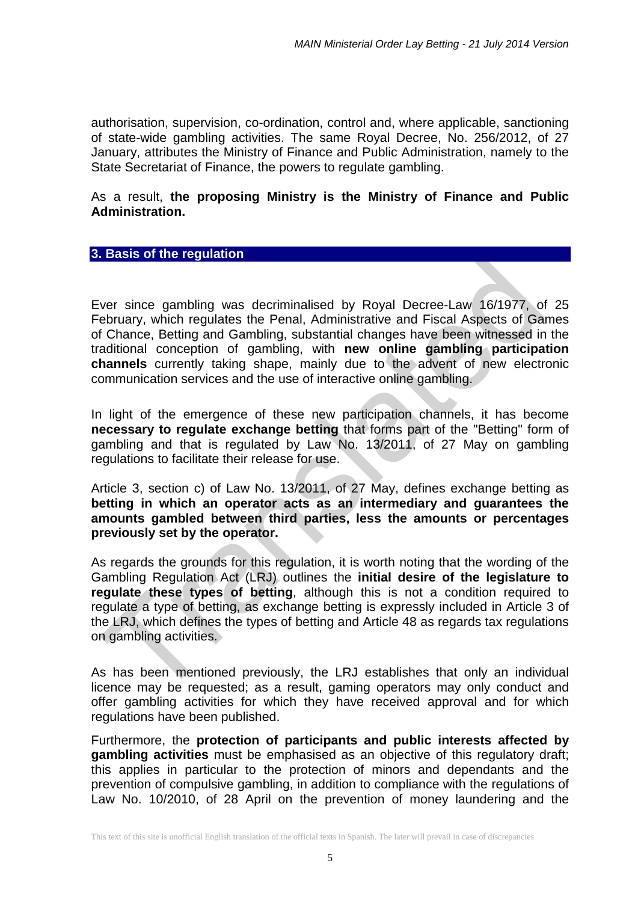authorisation, supervision, co-ordination, control and, where applicable, sanctioning of state-wide gambling activities. The same Royal Decree, No. 256/2012, of 27 January, attributes the Ministry of Finance and Public Administration, namely to the State Secretariat of Finance, the powers to regulate gambling.

As a result, **the proposing Ministry is the Ministry of Finance and Public Administration.**

## 3. Basis of the regulation

Ever since gambling was decriminalised by Royal Decree-Law 16/1977, of 25 February, which regulates the Penal, Administrative and Fiscal Aspects of Games of Chance, Betting and Gambling, substantial changes have been witnessed in the traditional conception of gambling, with **new online gambling participation channels** currently taking shape, mainly due to the advent of new electronic communication services and the use of interactive online gambling.

In light of the emergence of these new participation channels, it has become **necessary to regulate exchange betting** that forms part of the "Betting" form of gambling and that is regulated by Law No. 13/2011, of 27 May on gambling regulations to facilitate their release for use.

Article 3, section c) of Law No. 13/2011, of 27 May, defines exchange betting as **betting in which an operator acts as an intermediary and guarantees the amounts gambled between third parties, less the amounts or percentages previously set by the operator.**

As regards the grounds for this regulation, it is worth noting that the wording of the Gambling Regulation Act (LRJ) outlines the **initial desire of the legislature to regulate these types of betting**, although this is not a condition required to regulate a type of betting, as exchange betting is expressly included in Article 3 of the LRJ, which defines the types of betting and Article 48 as regards tax regulations on gambling activities.

As has been mentioned previously, the LRJ establishes that only an individual licence may be requested; as a result, gaming operators may only conduct and offer gambling activities for which they have received approval and for which regulations have been published.

Furthermore, the **protection of participants and public interests affected by gambling activities** must be emphasised as an objective of this regulatory draft; this applies in particular to the protection of minors and dependants and the prevention of compulsive gambling, in addition to compliance with the regulations of Law No. 10/2010, of 28 April on the prevention of money laundering and the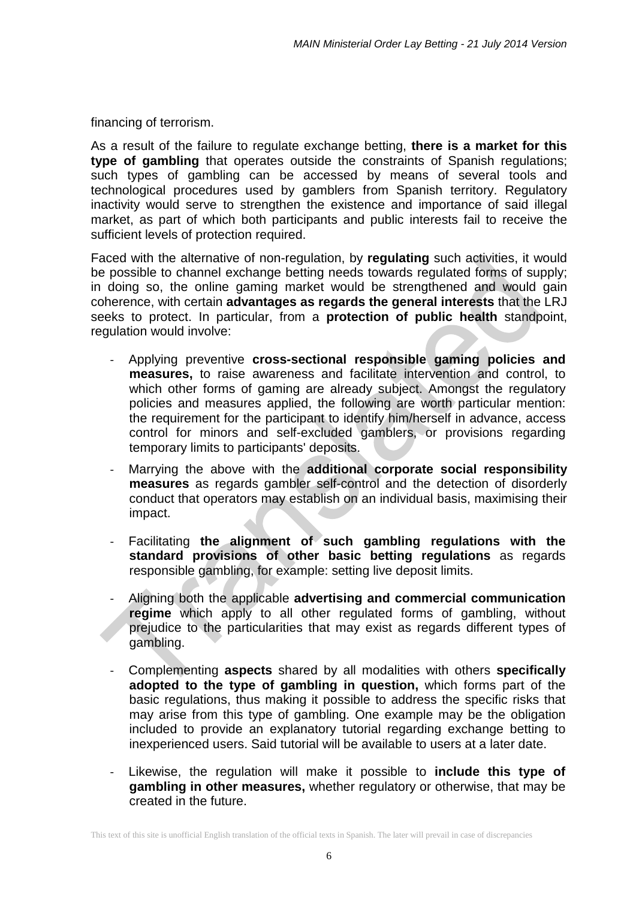financing of terrorism.

As a result of the failure to regulate exchange betting, **there is a market for this type of gambling** that operates outside the constraints of Spanish regulations; such types of gambling can be accessed by means of several tools and technological procedures used by gamblers from Spanish territory. Regulatory inactivity would serve to strengthen the existence and importance of said illegal market, as part of which both participants and public interests fail to receive the sufficient levels of protection required.

Faced with the alternative of non-regulation, by **regulating** such activities, it would be possible to channel exchange betting needs towards regulated forms of supply; in doing so, the online gaming market would be strengthened and would gain coherence, with certain **advantages as regards the general interests** that the LRJ seeks to protect. In particular, from a **protection of public health** standpoint, regulation would involve:

- Applying preventive **cross-sectional responsible gaming policies and measures,** to raise awareness and facilitate intervention and control, to which other forms of gaming are already subject. Amongst the regulatory policies and measures applied, the following are worth particular mention: the requirement for the participant to identify him/herself in advance, access control for minors and self-excluded gamblers, or provisions regarding temporary limits to participants' deposits.
- Marrying the above with the **additional corporate social responsibility measures** as regards gambler self-control and the detection of disorderly conduct that operators may establish on an individual basis, maximising their impact.
- Facilitating **the alignment of such gambling regulations with the standard provisions of other basic betting regulations** as regards responsible gambling, for example: setting live deposit limits.
- Aligning both the applicable **advertising and commercial communication regime** which apply to all other regulated forms of gambling, without prejudice to the particularities that may exist as regards different types of gambling.
- Complementing **aspects** shared by all modalities with others **specifically adopted to the type of gambling in question,** which forms part of the basic regulations, thus making it possible to address the specific risks that may arise from this type of gambling. One example may be the obligation included to provide an explanatory tutorial regarding exchange betting to inexperienced users. Said tutorial will be available to users at a later date.
- Likewise, the regulation will make it possible to **include this type of gambling in other measures,** whether regulatory or otherwise, that may be created in the future.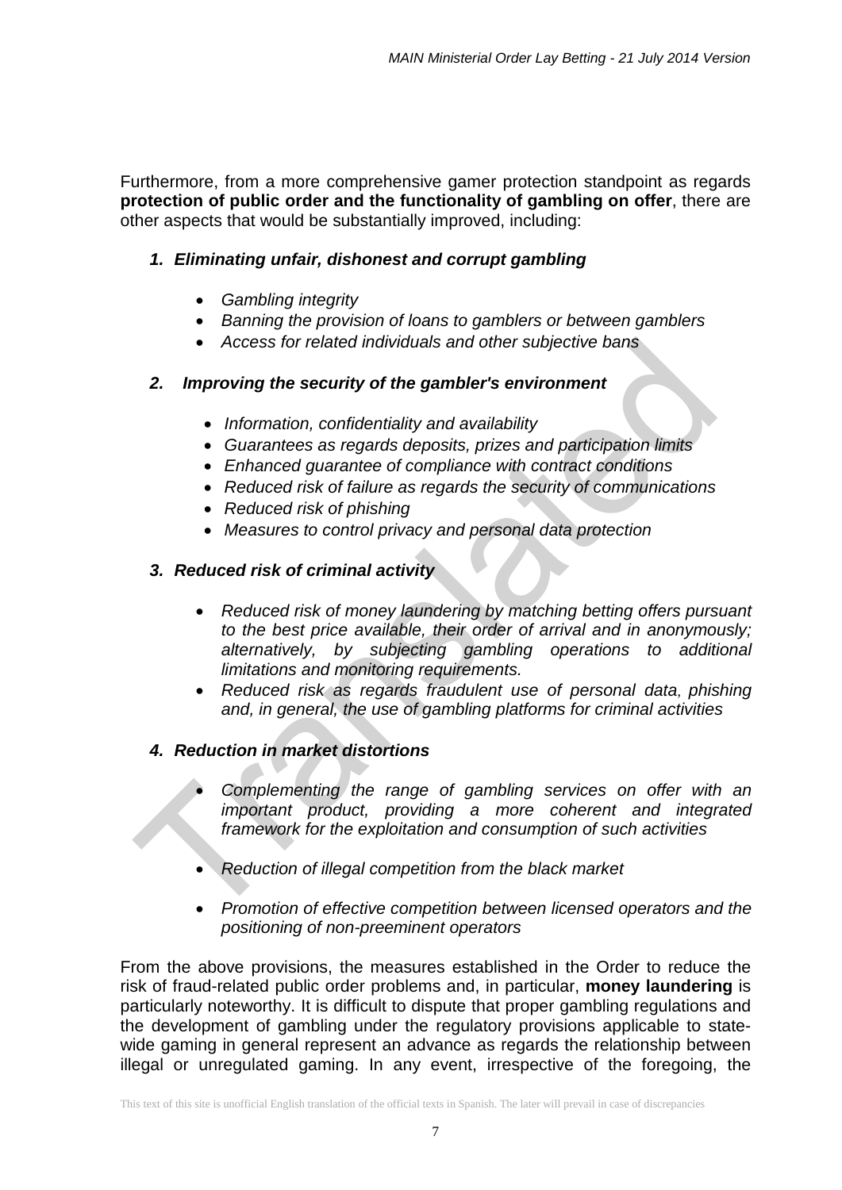Furthermore, from a more comprehensive gamer protection standpoint as regards **protection of public order and the functionality of gambling on offer**, there are other aspects that would be substantially improved, including:

1. ***Eliminating unfair, dishonest and corrupt gambling***

   - *Gambling integrity*
   - *Banning the provision of loans to gamblers or between gamblers*
   - *Access for related individuals and other subjective bans*

2. ***Improving the security of the gambler's environment***

   - *Information, confidentiality and availability*
   - *Guarantees as regards deposits, prizes and participation limits*
   - *Enhanced guarantee of compliance with contract conditions*
   - *Reduced risk of failure as regards the security of communications*
   - *Reduced risk of phishing*
   - *Measures to control privacy and personal data protection*

3. ***Reduced risk of criminal activity***

   - *Reduced risk of money laundering by matching betting offers pursuant to the best price available, their order of arrival and in anonymously; alternatively, by subjecting gambling operations to additional limitations and monitoring requirements.*
   - *Reduced risk as regards fraudulent use of personal data, phishing and, in general, the use of gambling platforms for criminal activities*

4. ***Reduction in market distortions***

   - *Complementing the range of gambling services on offer with an important product, providing a more coherent and integrated framework for the exploitation and consumption of such activities*
   - *Reduction of illegal competition from the black market*
   - *Promotion of effective competition between licensed operators and the positioning of non-preeminent operators*

From the above provisions, the measures established in the Order to reduce the risk of fraud-related public order problems and, in particular, **money laundering** is particularly noteworthy. It is difficult to dispute that proper gambling regulations and the development of gambling under the regulatory provisions applicable to state-wide gaming in general represent an advance as regards the relationship between illegal or unregulated gaming. In any event, irrespective of the foregoing, the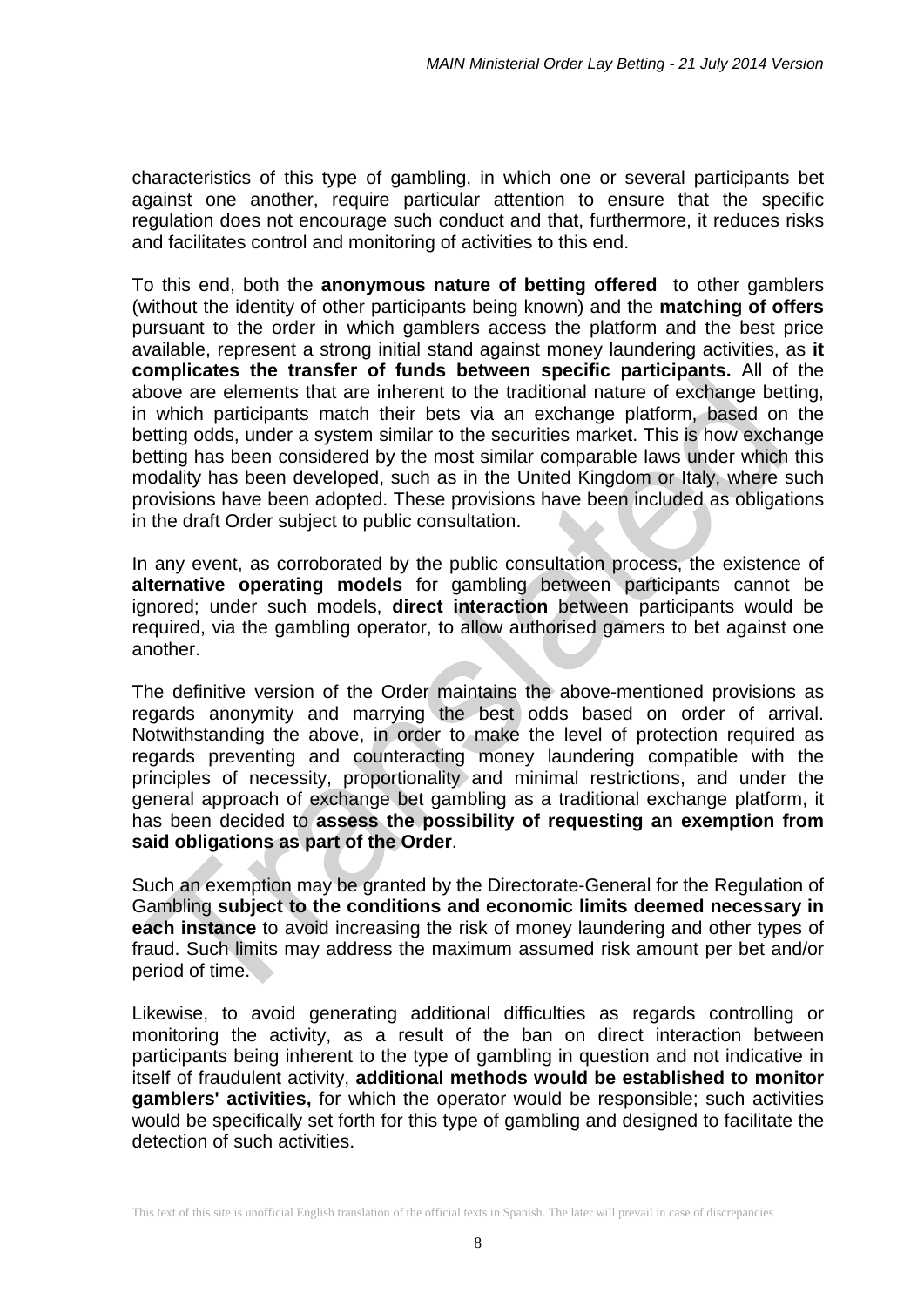characteristics of this type of gambling, in which one or several participants bet against one another, require particular attention to ensure that the specific regulation does not encourage such conduct and that, furthermore, it reduces risks and facilitates control and monitoring of activities to this end.

To this end, both the **anonymous nature of betting offered** to other gamblers (without the identity of other participants being known) and the **matching of offers** pursuant to the order in which gamblers access the platform and the best price available, represent a strong initial stand against money laundering activities, as **it complicates the transfer of funds between specific participants.** All of the above are elements that are inherent to the traditional nature of exchange betting, in which participants match their bets via an exchange platform, based on the betting odds, under a system similar to the securities market. This is how exchange betting has been considered by the most similar comparable laws under which this modality has been developed, such as in the United Kingdom or Italy, where such provisions have been adopted. These provisions have been included as obligations in the draft Order subject to public consultation.

In any event, as corroborated by the public consultation process, the existence of **alternative operating models** for gambling between participants cannot be ignored; under such models, **direct interaction** between participants would be required, via the gambling operator, to allow authorised gamers to bet against one another.

The definitive version of the Order maintains the above-mentioned provisions as regards anonymity and marrying the best odds based on order of arrival. Notwithstanding the above, in order to make the level of protection required as regards preventing and counteracting money laundering compatible with the principles of necessity, proportionality and minimal restrictions, and under the general approach of exchange bet gambling as a traditional exchange platform, it has been decided to **assess the possibility of requesting an exemption from said obligations as part of the Order**.

Such an exemption may be granted by the Directorate-General for the Regulation of Gambling **subject to the conditions and economic limits deemed necessary in each instance** to avoid increasing the risk of money laundering and other types of fraud. Such limits may address the maximum assumed risk amount per bet and/or period of time.

Likewise, to avoid generating additional difficulties as regards controlling or monitoring the activity, as a result of the ban on direct interaction between participants being inherent to the type of gambling in question and not indicative in itself of fraudulent activity, **additional methods would be established to monitor gamblers' activities,** for which the operator would be responsible; such activities would be specifically set forth for this type of gambling and designed to facilitate the detection of such activities.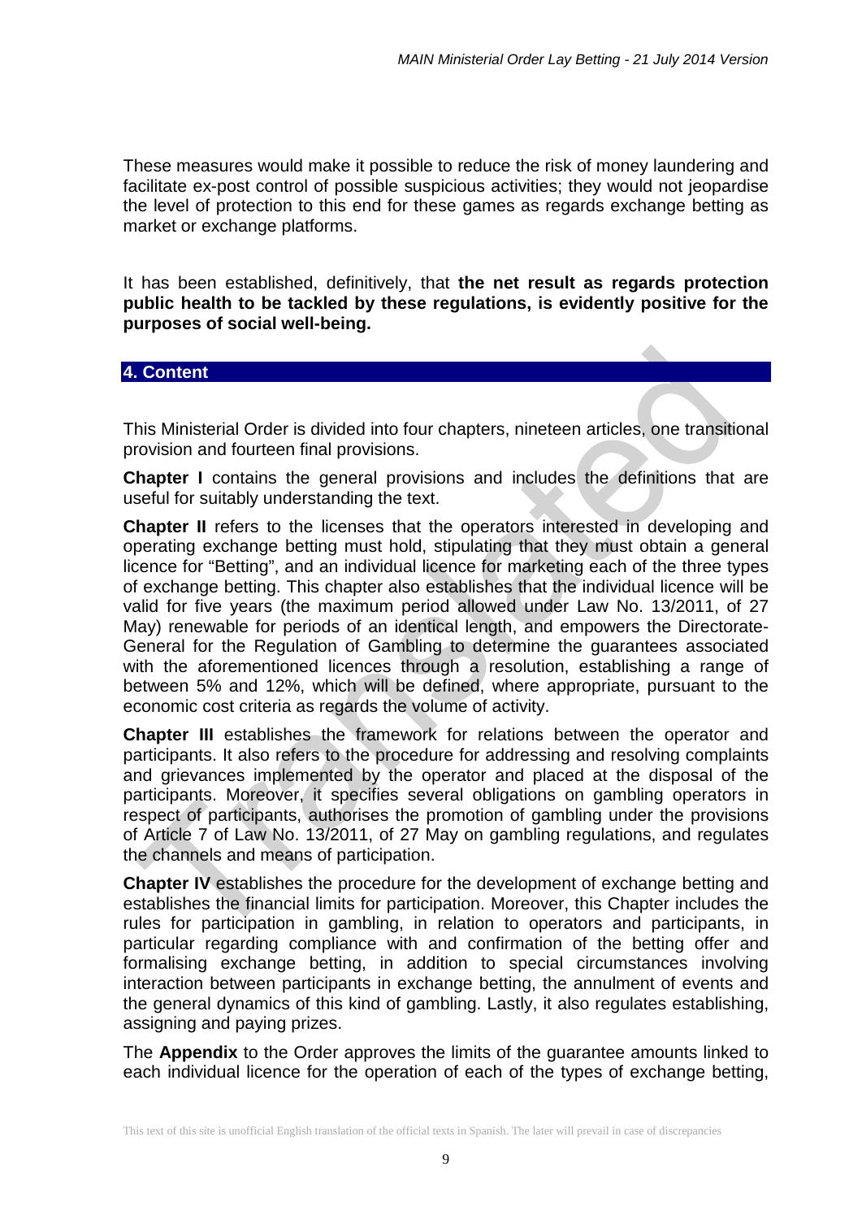These measures would make it possible to reduce the risk of money laundering and facilitate ex-post control of possible suspicious activities; they would not jeopardise the level of protection to this end for these games as regards exchange betting as market or exchange platforms.

It has been established, definitively, that **the net result as regards protection public health to be tackled by these regulations, is evidently positive for the purposes of social well-being.**

## 4. Content

This Ministerial Order is divided into four chapters, nineteen articles, one transitional provision and fourteen final provisions.

**Chapter I** contains the general provisions and includes the definitions that are useful for suitably understanding the text.

**Chapter II** refers to the licenses that the operators interested in developing and operating exchange betting must hold, stipulating that they must obtain a general licence for "Betting", and an individual licence for marketing each of the three types of exchange betting. This chapter also establishes that the individual licence will be valid for five years (the maximum period allowed under Law No. 13/2011, of 27 May) renewable for periods of an identical length, and empowers the Directorate-General for the Regulation of Gambling to determine the guarantees associated with the aforementioned licences through a resolution, establishing a range of between 5% and 12%, which will be defined, where appropriate, pursuant to the economic cost criteria as regards the volume of activity.

**Chapter III** establishes the framework for relations between the operator and participants. It also refers to the procedure for addressing and resolving complaints and grievances implemented by the operator and placed at the disposal of the participants. Moreover, it specifies several obligations on gambling operators in respect of participants, authorises the promotion of gambling under the provisions of Article 7 of Law No. 13/2011, of 27 May on gambling regulations, and regulates the channels and means of participation.

**Chapter IV** establishes the procedure for the development of exchange betting and establishes the financial limits for participation. Moreover, this Chapter includes the rules for participation in gambling, in relation to operators and participants, in particular regarding compliance with and confirmation of the betting offer and formalising exchange betting, in addition to special circumstances involving interaction between participants in exchange betting, the annulment of events and the general dynamics of this kind of gambling. Lastly, it also regulates establishing, assigning and paying prizes.

The **Appendix** to the Order approves the limits of the guarantee amounts linked to each individual licence for the operation of each of the types of exchange betting,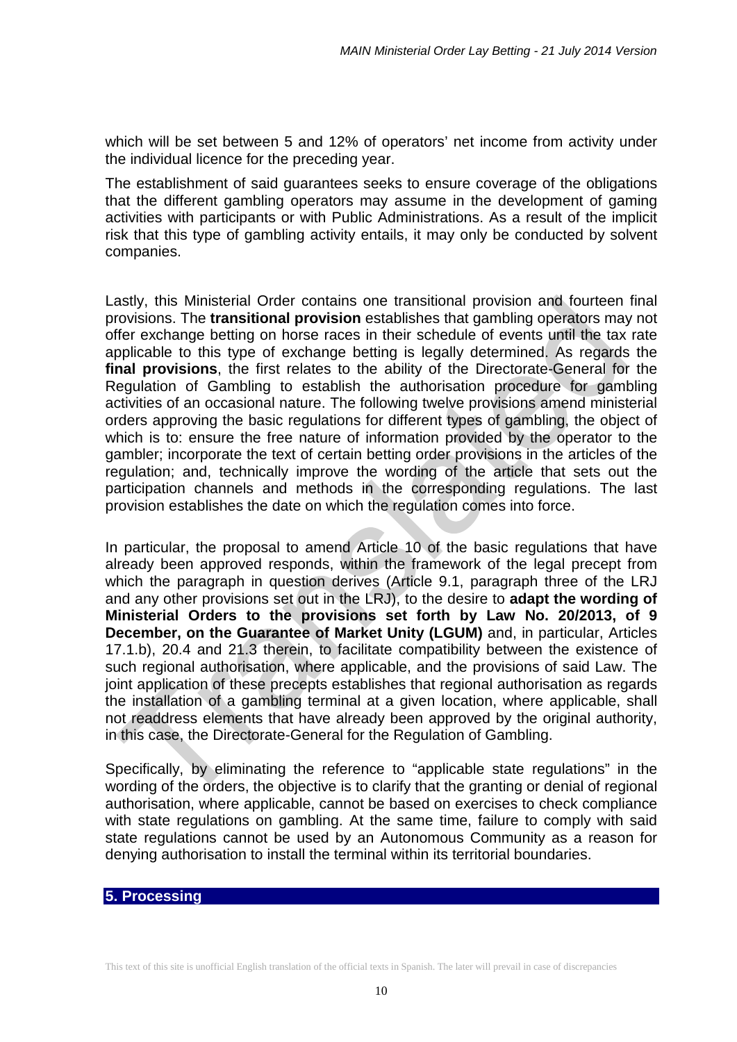which will be set between 5 and 12% of operators' net income from activity under the individual licence for the preceding year.

The establishment of said guarantees seeks to ensure coverage of the obligations that the different gambling operators may assume in the development of gaming activities with participants or with Public Administrations. As a result of the implicit risk that this type of gambling activity entails, it may only be conducted by solvent companies.

Lastly, this Ministerial Order contains one transitional provision and fourteen final provisions. The **transitional provision** establishes that gambling operators may not offer exchange betting on horse races in their schedule of events until the tax rate applicable to this type of exchange betting is legally determined. As regards the **final provisions**, the first relates to the ability of the Directorate-General for the Regulation of Gambling to establish the authorisation procedure for gambling activities of an occasional nature. The following twelve provisions amend ministerial orders approving the basic regulations for different types of gambling, the object of which is to: ensure the free nature of information provided by the operator to the gambler; incorporate the text of certain betting order provisions in the articles of the regulation; and, technically improve the wording of the article that sets out the participation channels and methods in the corresponding regulations. The last provision establishes the date on which the regulation comes into force.

In particular, the proposal to amend Article 10 of the basic regulations that have already been approved responds, within the framework of the legal precept from which the paragraph in question derives (Article 9.1, paragraph three of the LRJ and any other provisions set out in the LRJ), to the desire to **adapt the wording of Ministerial Orders to the provisions set forth by Law No. 20/2013, of 9 December, on the Guarantee of Market Unity (LGUM)** and, in particular, Articles 17.1.b), 20.4 and 21.3 therein, to facilitate compatibility between the existence of such regional authorisation, where applicable, and the provisions of said Law. The joint application of these precepts establishes that regional authorisation as regards the installation of a gambling terminal at a given location, where applicable, shall not readdress elements that have already been approved by the original authority, in this case, the Directorate-General for the Regulation of Gambling.

Specifically, by eliminating the reference to "applicable state regulations" in the wording of the orders, the objective is to clarify that the granting or denial of regional authorisation, where applicable, cannot be based on exercises to check compliance with state regulations on gambling. At the same time, failure to comply with said state regulations cannot be used by an Autonomous Community as a reason for denying authorisation to install the terminal within its territorial boundaries.

## 5. Processing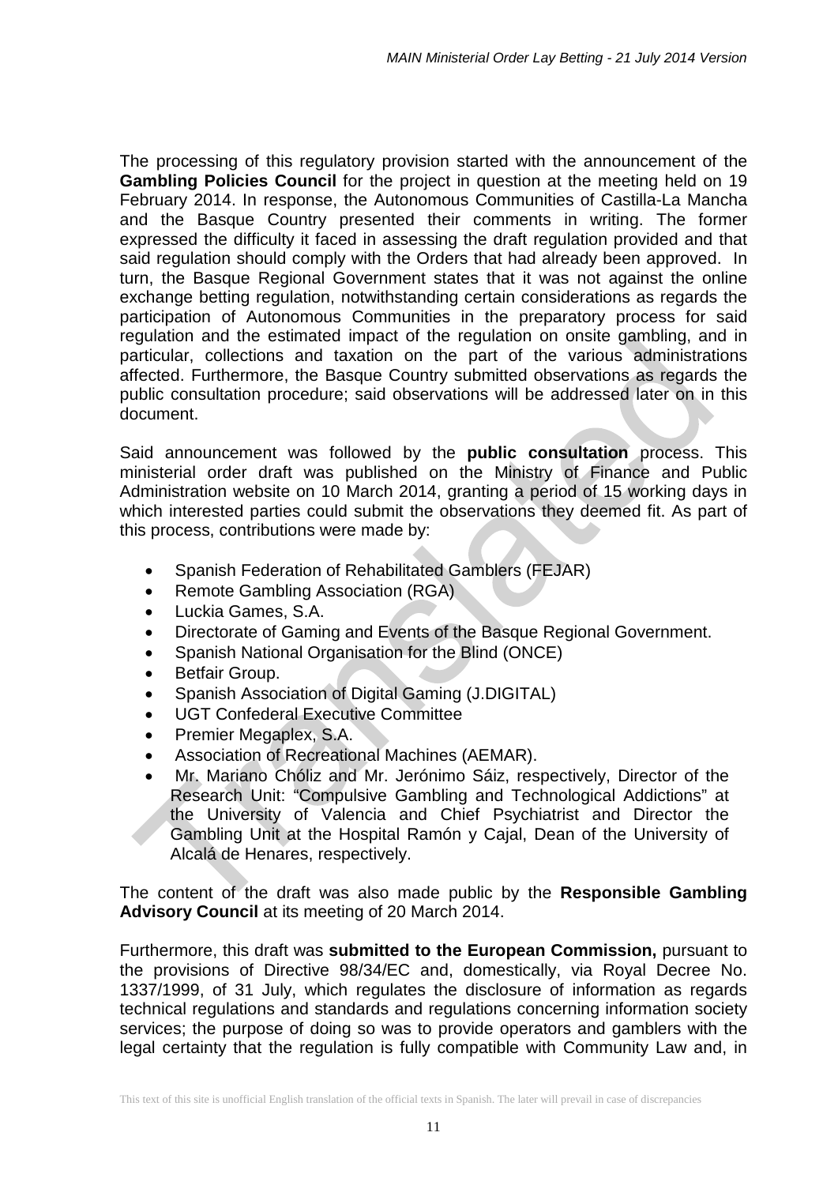The processing of this regulatory provision started with the announcement of the **Gambling Policies Council** for the project in question at the meeting held on 19 February 2014. In response, the Autonomous Communities of Castilla-La Mancha and the Basque Country presented their comments in writing. The former expressed the difficulty it faced in assessing the draft regulation provided and that said regulation should comply with the Orders that had already been approved. In turn, the Basque Regional Government states that it was not against the online exchange betting regulation, notwithstanding certain considerations as regards the participation of Autonomous Communities in the preparatory process for said regulation and the estimated impact of the regulation on onsite gambling, and in particular, collections and taxation on the part of the various administrations affected. Furthermore, the Basque Country submitted observations as regards the public consultation procedure; said observations will be addressed later on in this document.

Said announcement was followed by the **public consultation** process. This ministerial order draft was published on the Ministry of Finance and Public Administration website on 10 March 2014, granting a period of 15 working days in which interested parties could submit the observations they deemed fit. As part of this process, contributions were made by:

- Spanish Federation of Rehabilitated Gamblers (FEJAR)
- Remote Gambling Association (RGA)
- Luckia Games, S.A.
- Directorate of Gaming and Events of the Basque Regional Government.
- Spanish National Organisation for the Blind (ONCE)
- Betfair Group.
- Spanish Association of Digital Gaming (J.DIGITAL)
- UGT Confederal Executive Committee
- Premier Megaplex, S.A.
- Association of Recreational Machines (AEMAR).
- Mr. Mariano Chóliz and Mr. Jerónimo Sáiz, respectively, Director of the Research Unit: "Compulsive Gambling and Technological Addictions" at the University of Valencia and Chief Psychiatrist and Director the Gambling Unit at the Hospital Ramón y Cajal, Dean of the University of Alcalá de Henares, respectively.

The content of the draft was also made public by the **Responsible Gambling Advisory Council** at its meeting of 20 March 2014.

Furthermore, this draft was **submitted to the European Commission,** pursuant to the provisions of Directive 98/34/EC and, domestically, via Royal Decree No. 1337/1999, of 31 July, which regulates the disclosure of information as regards technical regulations and standards and regulations concerning information society services; the purpose of doing so was to provide operators and gamblers with the legal certainty that the regulation is fully compatible with Community Law and, in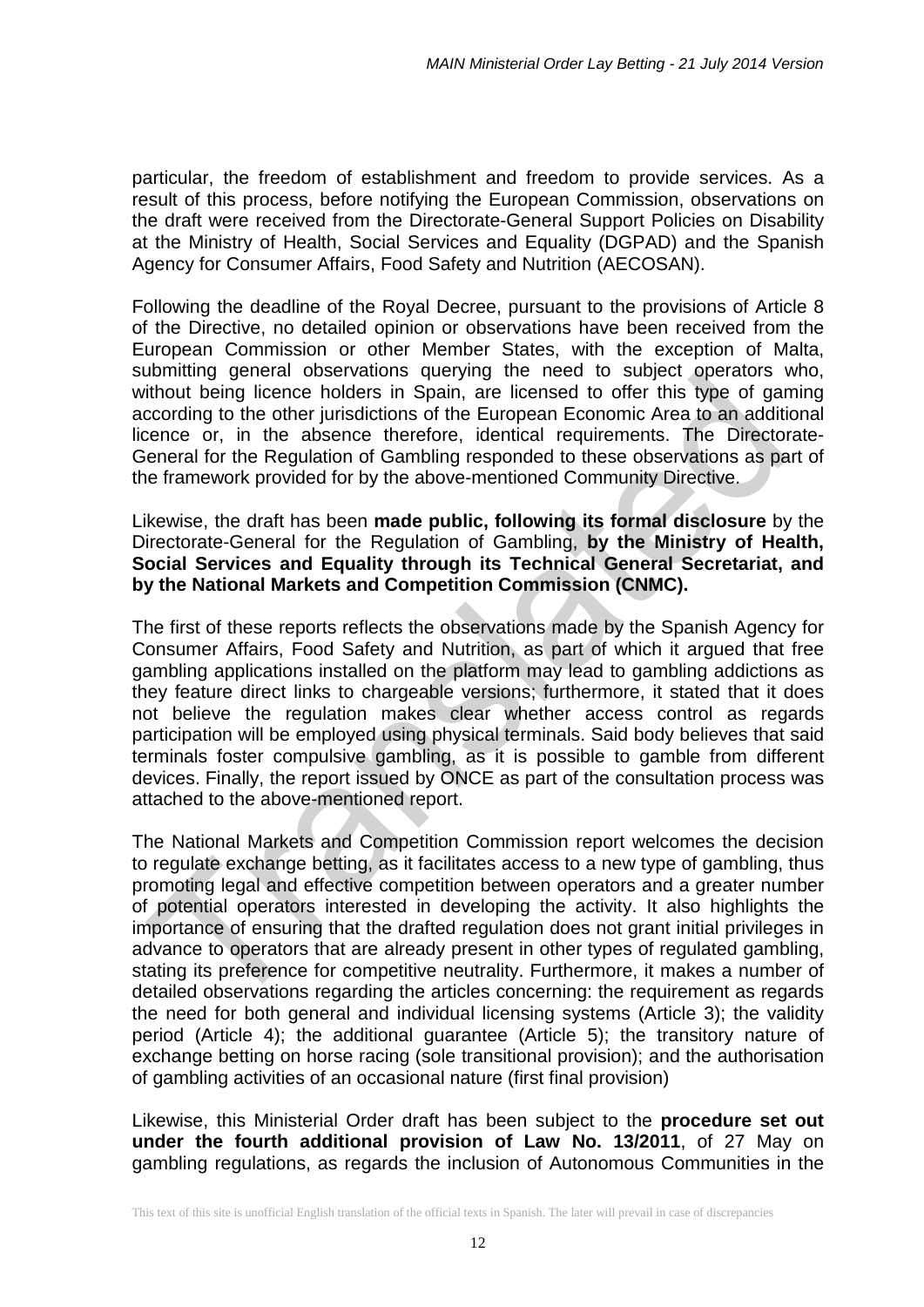particular, the freedom of establishment and freedom to provide services. As a result of this process, before notifying the European Commission, observations on the draft were received from the Directorate-General Support Policies on Disability at the Ministry of Health, Social Services and Equality (DGPAD) and the Spanish Agency for Consumer Affairs, Food Safety and Nutrition (AECOSAN).

Following the deadline of the Royal Decree, pursuant to the provisions of Article 8 of the Directive, no detailed opinion or observations have been received from the European Commission or other Member States, with the exception of Malta, submitting general observations querying the need to subject operators who, without being licence holders in Spain, are licensed to offer this type of gaming according to the other jurisdictions of the European Economic Area to an additional licence or, in the absence therefore, identical requirements. The Directorate-General for the Regulation of Gambling responded to these observations as part of the framework provided for by the above-mentioned Community Directive.

Likewise, the draft has been **made public, following its formal disclosure** by the Directorate-General for the Regulation of Gambling, **by the Ministry of Health, Social Services and Equality through its Technical General Secretariat, and by the National Markets and Competition Commission (CNMC).**

The first of these reports reflects the observations made by the Spanish Agency for Consumer Affairs, Food Safety and Nutrition, as part of which it argued that free gambling applications installed on the platform may lead to gambling addictions as they feature direct links to chargeable versions; furthermore, it stated that it does not believe the regulation makes clear whether access control as regards participation will be employed using physical terminals. Said body believes that said terminals foster compulsive gambling, as it is possible to gamble from different devices. Finally, the report issued by ONCE as part of the consultation process was attached to the above-mentioned report.

The National Markets and Competition Commission report welcomes the decision to regulate exchange betting, as it facilitates access to a new type of gambling, thus promoting legal and effective competition between operators and a greater number of potential operators interested in developing the activity. It also highlights the importance of ensuring that the drafted regulation does not grant initial privileges in advance to operators that are already present in other types of regulated gambling, stating its preference for competitive neutrality. Furthermore, it makes a number of detailed observations regarding the articles concerning: the requirement as regards the need for both general and individual licensing systems (Article 3); the validity period (Article 4); the additional guarantee (Article 5); the transitory nature of exchange betting on horse racing (sole transitional provision); and the authorisation of gambling activities of an occasional nature (first final provision)

Likewise, this Ministerial Order draft has been subject to the **procedure set out under the fourth additional provision of Law No. 13/2011**, of 27 May on gambling regulations, as regards the inclusion of Autonomous Communities in the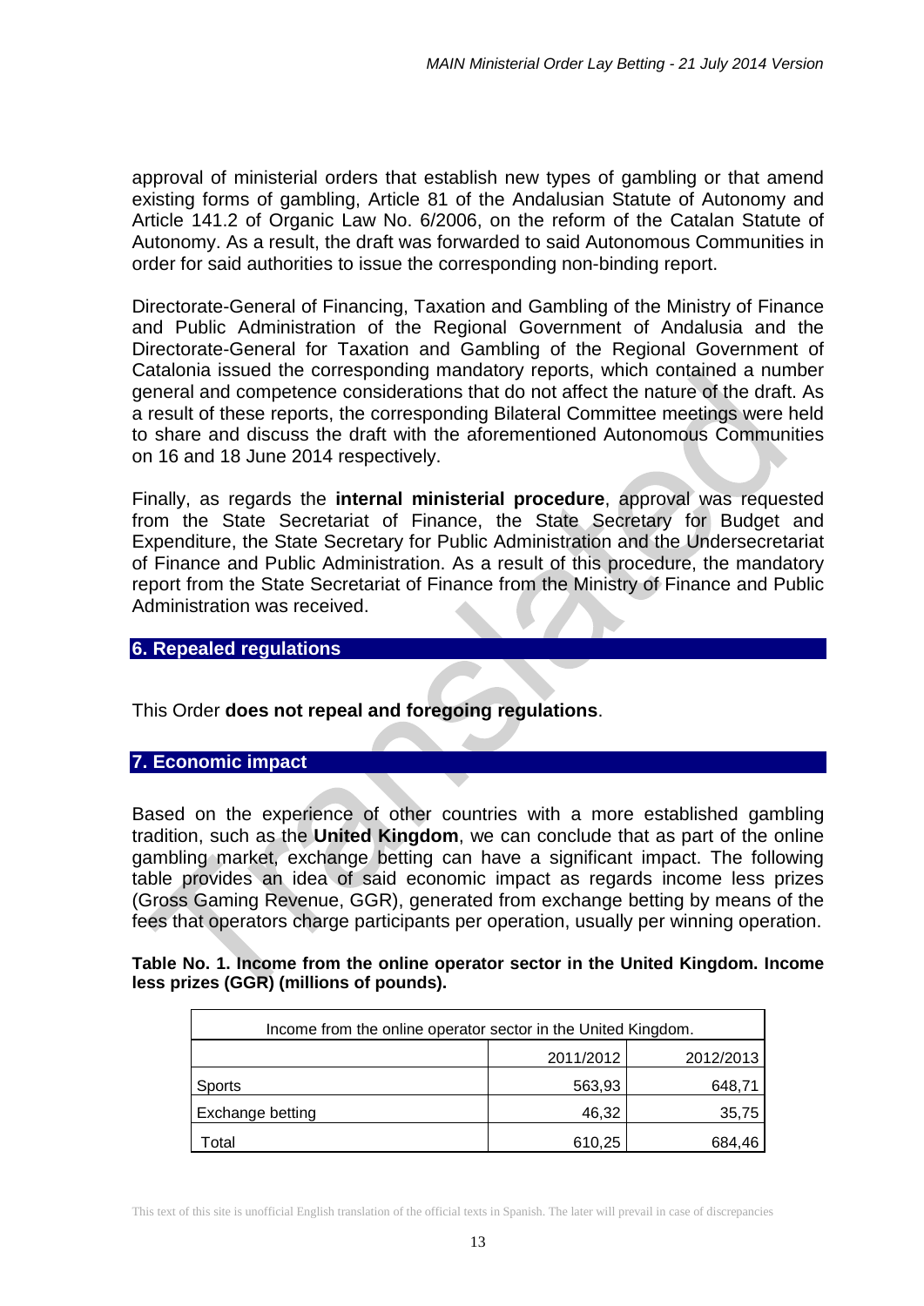approval of ministerial orders that establish new types of gambling or that amend existing forms of gambling, Article 81 of the Andalusian Statute of Autonomy and Article 141.2 of Organic Law No. 6/2006, on the reform of the Catalan Statute of Autonomy. As a result, the draft was forwarded to said Autonomous Communities in order for said authorities to issue the corresponding non-binding report.

Directorate-General of Financing, Taxation and Gambling of the Ministry of Finance and Public Administration of the Regional Government of Andalusia and the Directorate-General for Taxation and Gambling of the Regional Government of Catalonia issued the corresponding mandatory reports, which contained a number general and competence considerations that do not affect the nature of the draft. As a result of these reports, the corresponding Bilateral Committee meetings were held to share and discuss the draft with the aforementioned Autonomous Communities on 16 and 18 June 2014 respectively.

Finally, as regards the **internal ministerial procedure**, approval was requested from the State Secretariat of Finance, the State Secretary for Budget and Expenditure, the State Secretary for Public Administration and the Undersecretariat of Finance and Public Administration. As a result of this procedure, the mandatory report from the State Secretariat of Finance from the Ministry of Finance and Public Administration was received.

## 6. Repealed regulations

This Order **does not repeal and foregoing regulations**.

## 7. Economic impact

Based on the experience of other countries with a more established gambling tradition, such as the **United Kingdom**, we can conclude that as part of the online gambling market, exchange betting can have a significant impact. The following table provides an idea of said economic impact as regards income less prizes (Gross Gaming Revenue, GGR), generated from exchange betting by means of the fees that operators charge participants per operation, usually per winning operation.

**Table No. 1. Income from the online operator sector in the United Kingdom. Income less prizes (GGR) (millions of pounds).**

| Income from the online operator sector in the United Kingdom. | | |
|---|---|---|
| | 2011/2012 | 2012/2013 |
| Sports | 563,93 | 648,71 |
| Exchange betting | 46,32 | 35,75 |
| Total | 610,25 | 684,46 |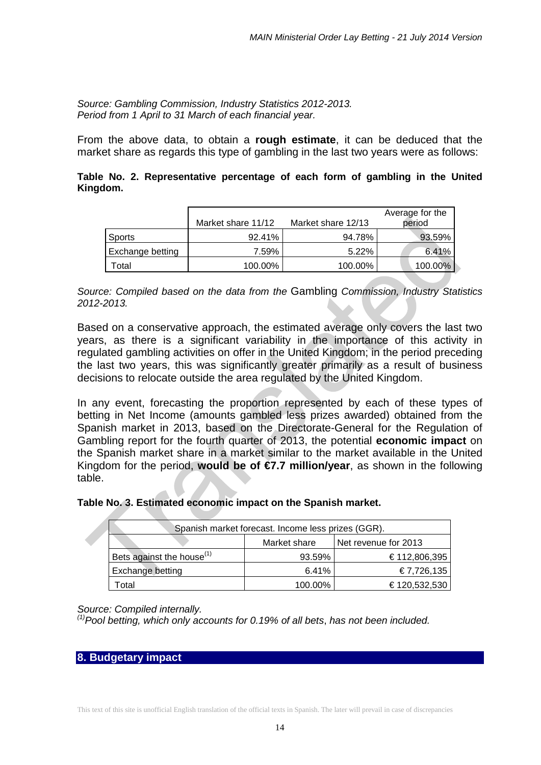*Source: Gambling Commission, Industry Statistics 2012-2013.*
*Period from 1 April to 31 March of each financial year.*

From the above data, to obtain a **rough estimate**, it can be deduced that the market share as regards this type of gambling in the last two years were as follows:

**Table No. 2. Representative percentage of each form of gambling in the United Kingdom.**

| | Market share 11/12 | Market share 12/13 | Average for the period |
|---|---|---|---|
| Sports | 92.41% | 94.78% | 93.59% |
| Exchange betting | 7.59% | 5.22% | 6.41% |
| Total | 100.00% | 100.00% | 100.00% |

*Source: Compiled based on the data from the* Gambling *Commission, Industry Statistics 2012-2013.*

Based on a conservative approach, the estimated average only covers the last two years, as there is a significant variability in the importance of this activity in regulated gambling activities on offer in the United Kingdom; in the period preceding the last two years, this was significantly greater primarily as a result of business decisions to relocate outside the area regulated by the United Kingdom.

In any event, forecasting the proportion represented by each of these types of betting in Net Income (amounts gambled less prizes awarded) obtained from the Spanish market in 2013, based on the Directorate-General for the Regulation of Gambling report for the fourth quarter of 2013, the potential **economic impact** on the Spanish market share in a market similar to the market available in the United Kingdom for the period, **would be of €7.7 million/year**, as shown in the following table.

**Table No. 3. Estimated economic impact on the Spanish market.**

| Spanish market forecast. Income less prizes (GGR). | | |
|---|---|---|
| | Market share | Net revenue for 2013 |
| Bets against the house[(1)] | 93.59% | € 112,806,395 |
| Exchange betting | 6.41% | € 7,726,135 |
| Total | 100.00% | € 120,532,530 |

*Source: Compiled internally.*
*[(1)]Pool betting, which only accounts for 0.19% of all bets, has not been included.*

## 8. Budgetary impact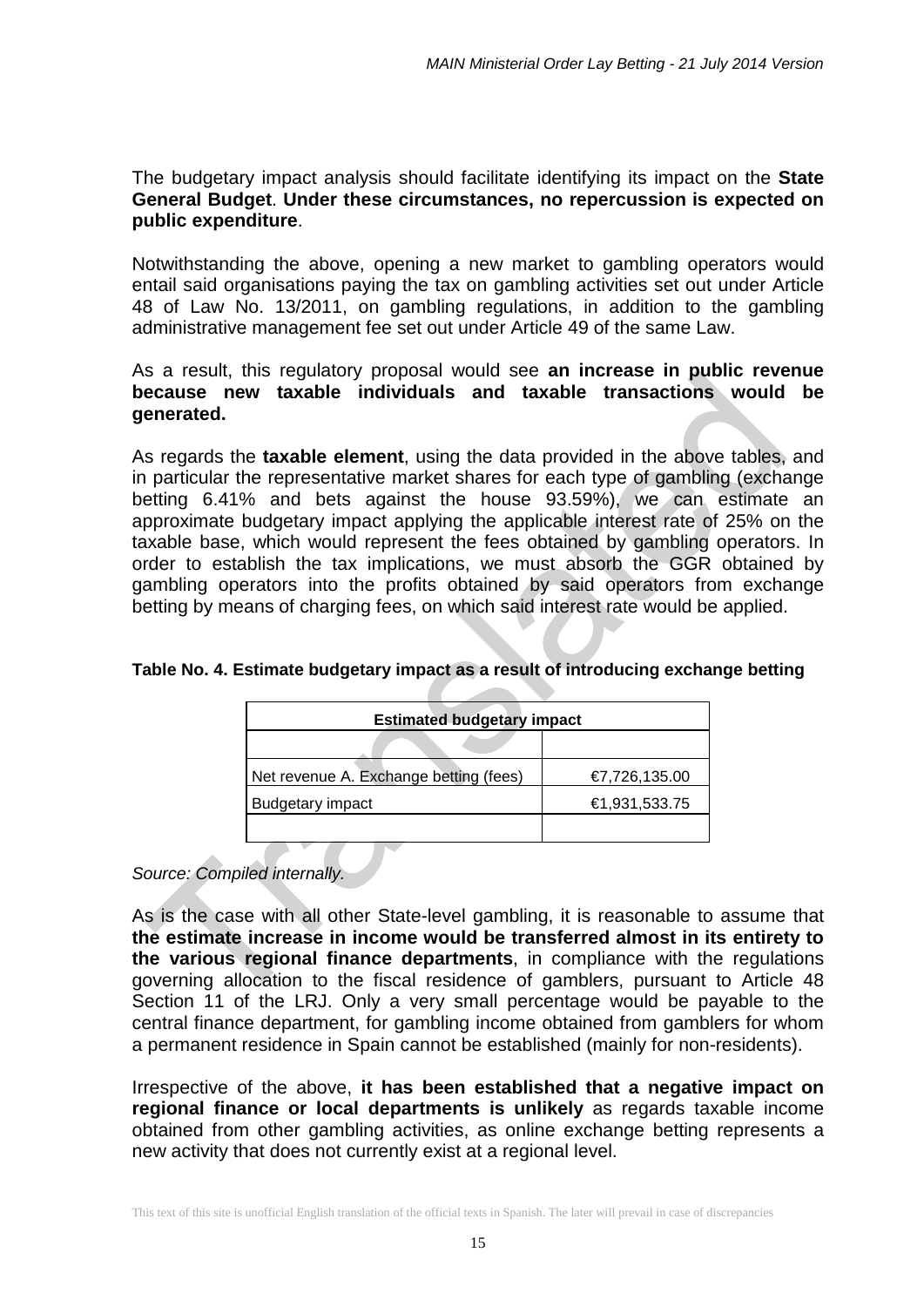The budgetary impact analysis should facilitate identifying its impact on the **State General Budget**. **Under these circumstances, no repercussion is expected on public expenditure**.

Notwithstanding the above, opening a new market to gambling operators would entail said organisations paying the tax on gambling activities set out under Article 48 of Law No. 13/2011, on gambling regulations, in addition to the gambling administrative management fee set out under Article 49 of the same Law.

As a result, this regulatory proposal would see **an increase in public revenue because new taxable individuals and taxable transactions would be generated.**

As regards the **taxable element**, using the data provided in the above tables, and in particular the representative market shares for each type of gambling (exchange betting 6.41% and bets against the house 93.59%), we can estimate an approximate budgetary impact applying the applicable interest rate of 25% on the taxable base, which would represent the fees obtained by gambling operators. In order to establish the tax implications, we must absorb the GGR obtained by gambling operators into the profits obtained by said operators from exchange betting by means of charging fees, on which said interest rate would be applied.

**Table No. 4. Estimate budgetary impact as a result of introducing exchange betting**

| Estimated budgetary impact | |
|---|---|
| | |
| Net revenue A. Exchange betting (fees) | €7,726,135.00 |
| Budgetary impact | €1,931,533.75 |
| | |

*Source: Compiled internally.*

As is the case with all other State-level gambling, it is reasonable to assume that **the estimate increase in income would be transferred almost in its entirety to the various regional finance departments**, in compliance with the regulations governing allocation to the fiscal residence of gamblers, pursuant to Article 48 Section 11 of the LRJ. Only a very small percentage would be payable to the central finance department, for gambling income obtained from gamblers for whom a permanent residence in Spain cannot be established (mainly for non-residents).

Irrespective of the above, **it has been established that a negative impact on regional finance or local departments is unlikely** as regards taxable income obtained from other gambling activities, as online exchange betting represents a new activity that does not currently exist at a regional level.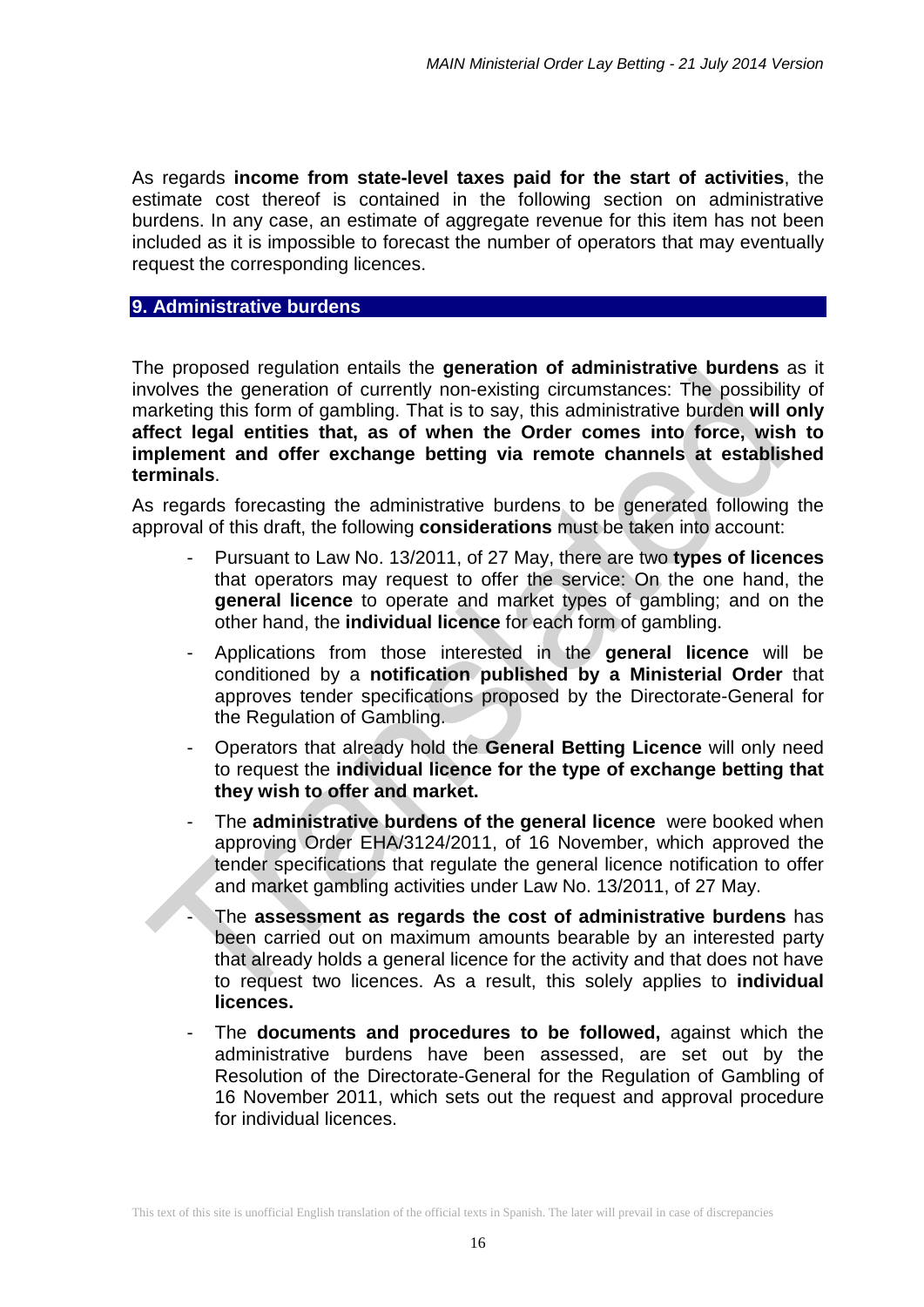As regards **income from state-level taxes paid for the start of activities**, the estimate cost thereof is contained in the following section on administrative burdens. In any case, an estimate of aggregate revenue for this item has not been included as it is impossible to forecast the number of operators that may eventually request the corresponding licences.

## 9. Administrative burdens

The proposed regulation entails the **generation of administrative burdens** as it involves the generation of currently non-existing circumstances: The possibility of marketing this form of gambling. That is to say, this administrative burden **will only affect legal entities that, as of when the Order comes into force, wish to implement and offer exchange betting via remote channels at established terminals**.

As regards forecasting the administrative burdens to be generated following the approval of this draft, the following **considerations** must be taken into account:

- Pursuant to Law No. 13/2011, of 27 May, there are two **types of licences** that operators may request to offer the service: On the one hand, the **general licence** to operate and market types of gambling; and on the other hand, the **individual licence** for each form of gambling.
- Applications from those interested in the **general licence** will be conditioned by a **notification published by a Ministerial Order** that approves tender specifications proposed by the Directorate-General for the Regulation of Gambling.
- Operators that already hold the **General Betting Licence** will only need to request the **individual licence for the type of exchange betting that they wish to offer and market.**
- The **administrative burdens of the general licence** were booked when approving Order EHA/3124/2011, of 16 November, which approved the tender specifications that regulate the general licence notification to offer and market gambling activities under Law No. 13/2011, of 27 May.
- The **assessment as regards the cost of administrative burdens** has been carried out on maximum amounts bearable by an interested party that already holds a general licence for the activity and that does not have to request two licences. As a result, this solely applies to **individual licences.**
- The **documents and procedures to be followed,** against which the administrative burdens have been assessed, are set out by the Resolution of the Directorate-General for the Regulation of Gambling of 16 November 2011, which sets out the request and approval procedure for individual licences.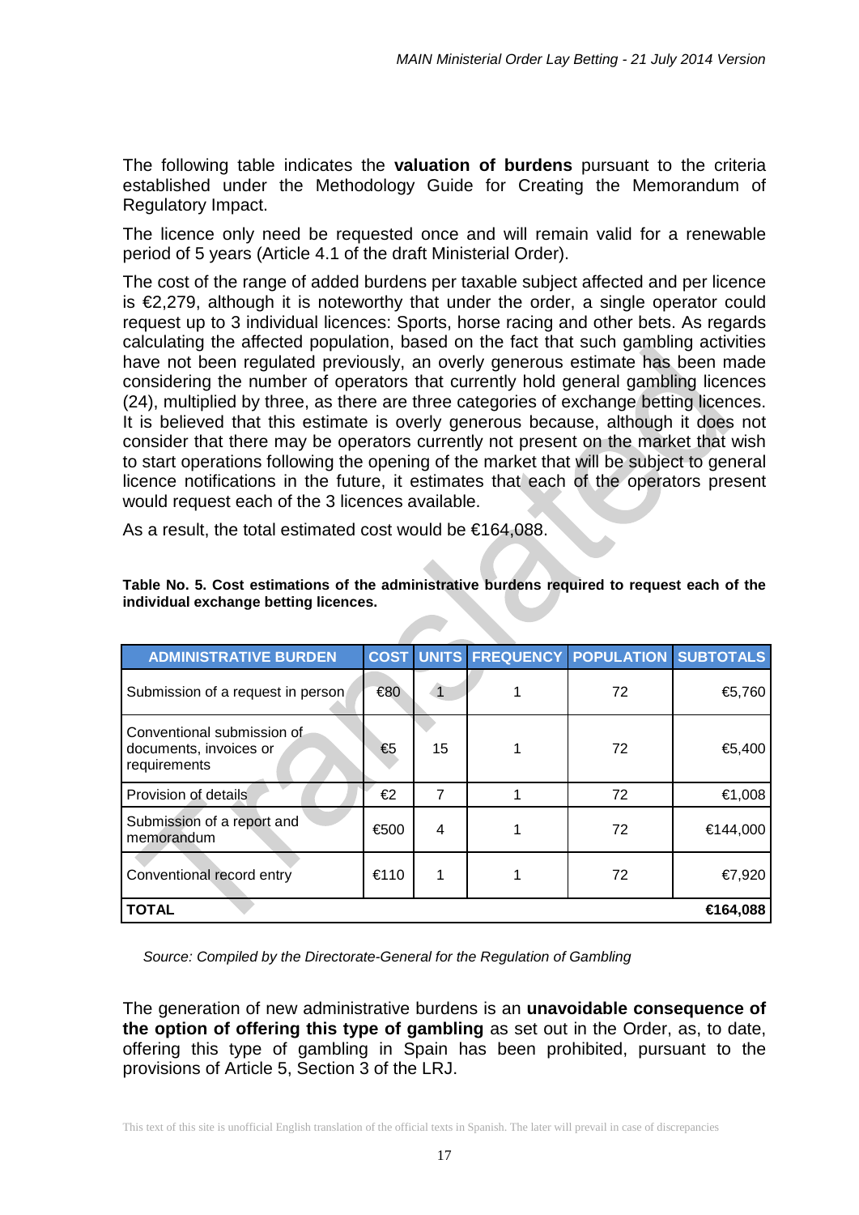The following table indicates the **valuation of burdens** pursuant to the criteria established under the Methodology Guide for Creating the Memorandum of Regulatory Impact.

The licence only need be requested once and will remain valid for a renewable period of 5 years (Article 4.1 of the draft Ministerial Order).

The cost of the range of added burdens per taxable subject affected and per licence is €2,279, although it is noteworthy that under the order, a single operator could request up to 3 individual licences: Sports, horse racing and other bets. As regards calculating the affected population, based on the fact that such gambling activities have not been regulated previously, an overly generous estimate has been made considering the number of operators that currently hold general gambling licences (24), multiplied by three, as there are three categories of exchange betting licences. It is believed that this estimate is overly generous because, although it does not consider that there may be operators currently not present on the market that wish to start operations following the opening of the market that will be subject to general licence notifications in the future, it estimates that each of the operators present would request each of the 3 licences available.

As a result, the total estimated cost would be €164,088.

**Table No. 5. Cost estimations of the administrative burdens required to request each of the individual exchange betting licences.**

| ADMINISTRATIVE BURDEN | COST | UNITS | FREQUENCY | POPULATION | SUBTOTALS |
|---|---|---|---|---|---|
| Submission of a request in person | €80 | 1 | 1 | 72 | €5,760 |
| Conventional submission of documents, invoices or requirements | €5 | 15 | 1 | 72 | €5,400 |
| Provision of details | €2 | 7 | 1 | 72 | €1,008 |
| Submission of a report and memorandum | €500 | 4 | 1 | 72 | €144,000 |
| Conventional record entry | €110 | 1 | 1 | 72 | €7,920 |
| **TOTAL** | | | | | **€164,088** |

*Source: Compiled by the Directorate-General for the Regulation of Gambling*

The generation of new administrative burdens is an **unavoidable consequence of the option of offering this type of gambling** as set out in the Order, as, to date, offering this type of gambling in Spain has been prohibited, pursuant to the provisions of Article 5, Section 3 of the LRJ.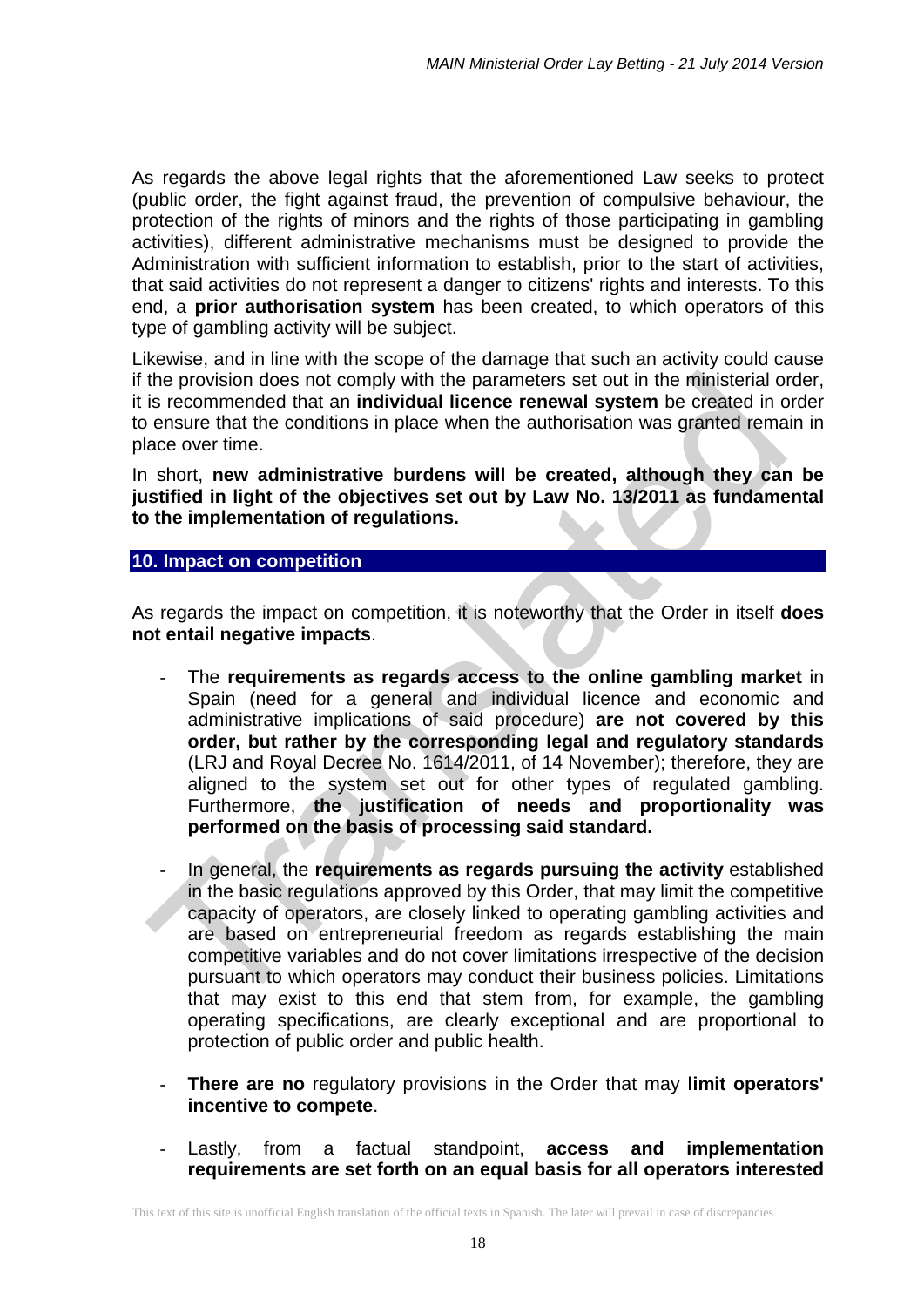As regards the above legal rights that the aforementioned Law seeks to protect (public order, the fight against fraud, the prevention of compulsive behaviour, the protection of the rights of minors and the rights of those participating in gambling activities), different administrative mechanisms must be designed to provide the Administration with sufficient information to establish, prior to the start of activities, that said activities do not represent a danger to citizens' rights and interests. To this end, a **prior authorisation system** has been created, to which operators of this type of gambling activity will be subject.

Likewise, and in line with the scope of the damage that such an activity could cause if the provision does not comply with the parameters set out in the ministerial order, it is recommended that an **individual licence renewal system** be created in order to ensure that the conditions in place when the authorisation was granted remain in place over time.

In short, **new administrative burdens will be created, although they can be justified in light of the objectives set out by Law No. 13/2011 as fundamental to the implementation of regulations.**

## 10. Impact on competition

As regards the impact on competition, it is noteworthy that the Order in itself **does not entail negative impacts**.

- The **requirements as regards access to the online gambling market** in Spain (need for a general and individual licence and economic and administrative implications of said procedure) **are not covered by this order, but rather by the corresponding legal and regulatory standards** (LRJ and Royal Decree No. 1614/2011, of 14 November); therefore, they are aligned to the system set out for other types of regulated gambling. Furthermore, **the justification of needs and proportionality was performed on the basis of processing said standard.**

- In general, the **requirements as regards pursuing the activity** established in the basic regulations approved by this Order, that may limit the competitive capacity of operators, are closely linked to operating gambling activities and are based on entrepreneurial freedom as regards establishing the main competitive variables and do not cover limitations irrespective of the decision pursuant to which operators may conduct their business policies. Limitations that may exist to this end that stem from, for example, the gambling operating specifications, are clearly exceptional and are proportional to protection of public order and public health.

- **There are no** regulatory provisions in the Order that may **limit operators' incentive to compete**.

- Lastly, from a factual standpoint, **access and implementation requirements are set forth on an equal basis for all operators interested**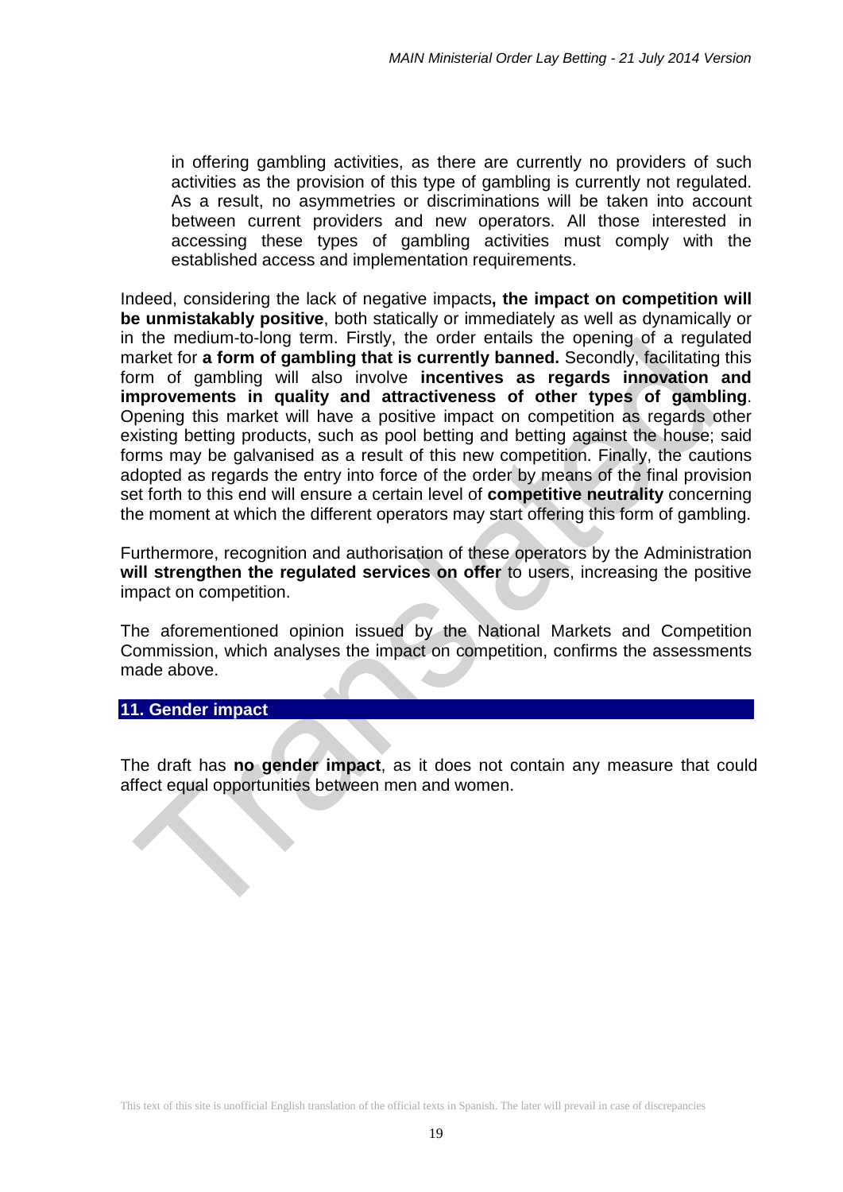in offering gambling activities, as there are currently no providers of such activities as the provision of this type of gambling is currently not regulated. As a result, no asymmetries or discriminations will be taken into account between current providers and new operators. All those interested in accessing these types of gambling activities must comply with the established access and implementation requirements.

Indeed, considering the lack of negative impacts**, the impact on competition will be unmistakably positive**, both statically or immediately as well as dynamically or in the medium-to-long term. Firstly, the order entails the opening of a regulated market for **a form of gambling that is currently banned.** Secondly, facilitating this form of gambling will also involve **incentives as regards innovation and improvements in quality and attractiveness of other types of gambling**. Opening this market will have a positive impact on competition as regards other existing betting products, such as pool betting and betting against the house; said forms may be galvanised as a result of this new competition. Finally, the cautions adopted as regards the entry into force of the order by means of the final provision set forth to this end will ensure a certain level of **competitive neutrality** concerning the moment at which the different operators may start offering this form of gambling.

Furthermore, recognition and authorisation of these operators by the Administration **will strengthen the regulated services on offer** to users, increasing the positive impact on competition.

The aforementioned opinion issued by the National Markets and Competition Commission, which analyses the impact on competition, confirms the assessments made above.

## 11. Gender impact

The draft has **no gender impact**, as it does not contain any measure that could affect equal opportunities between men and women.